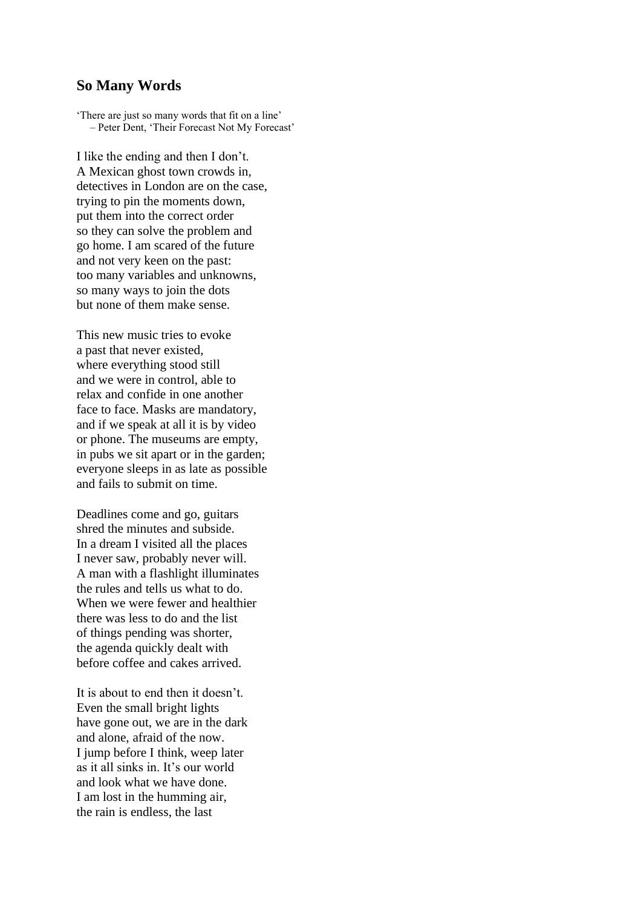## So Many Words

'There are just so many words that fit on a line'  
– Peter Dent, 'Their Forecast Not My Forecast'

I like the ending and then I don't.  
A Mexican ghost town crowds in,  
detectives in London are on the case,  
trying to pin the moments down,  
put them into the correct order  
so they can solve the problem and  
go home. I am scared of the future  
and not very keen on the past:  
too many variables and unknowns,  
so many ways to join the dots  
but none of them make sense.

This new music tries to evoke  
a past that never existed,  
where everything stood still  
and we were in control, able to  
relax and confide in one another  
face to face. Masks are mandatory,  
and if we speak at all it is by video  
or phone. The museums are empty,  
in pubs we sit apart or in the garden;  
everyone sleeps in as late as possible  
and fails to submit on time.

Deadlines come and go, guitars  
shred the minutes and subside.  
In a dream I visited all the places  
I never saw, probably never will.  
A man with a flashlight illuminates  
the rules and tells us what to do.  
When we were fewer and healthier  
there was less to do and the list  
of things pending was shorter,  
the agenda quickly dealt with  
before coffee and cakes arrived.

It is about to end then it doesn't.  
Even the small bright lights  
have gone out, we are in the dark  
and alone, afraid of the now.  
I jump before I think, weep later  
as it all sinks in. It's our world  
and look what we have done.  
I am lost in the humming air,  
the rain is endless, the last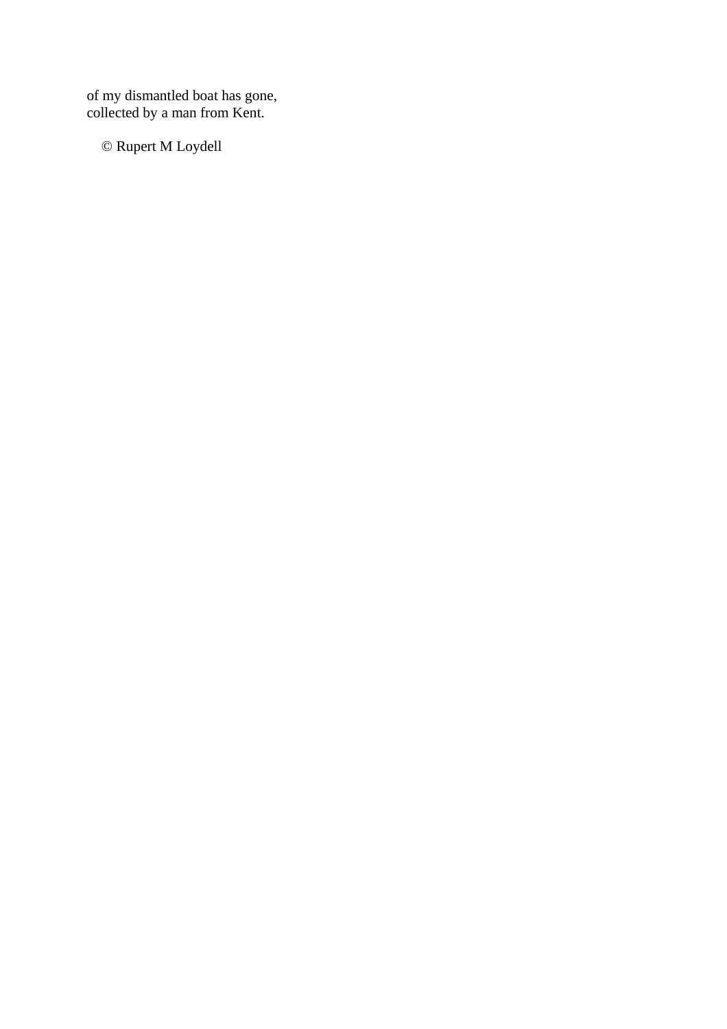of my dismantled boat has gone,  
collected by a man from Kent.

© Rupert M Loydell